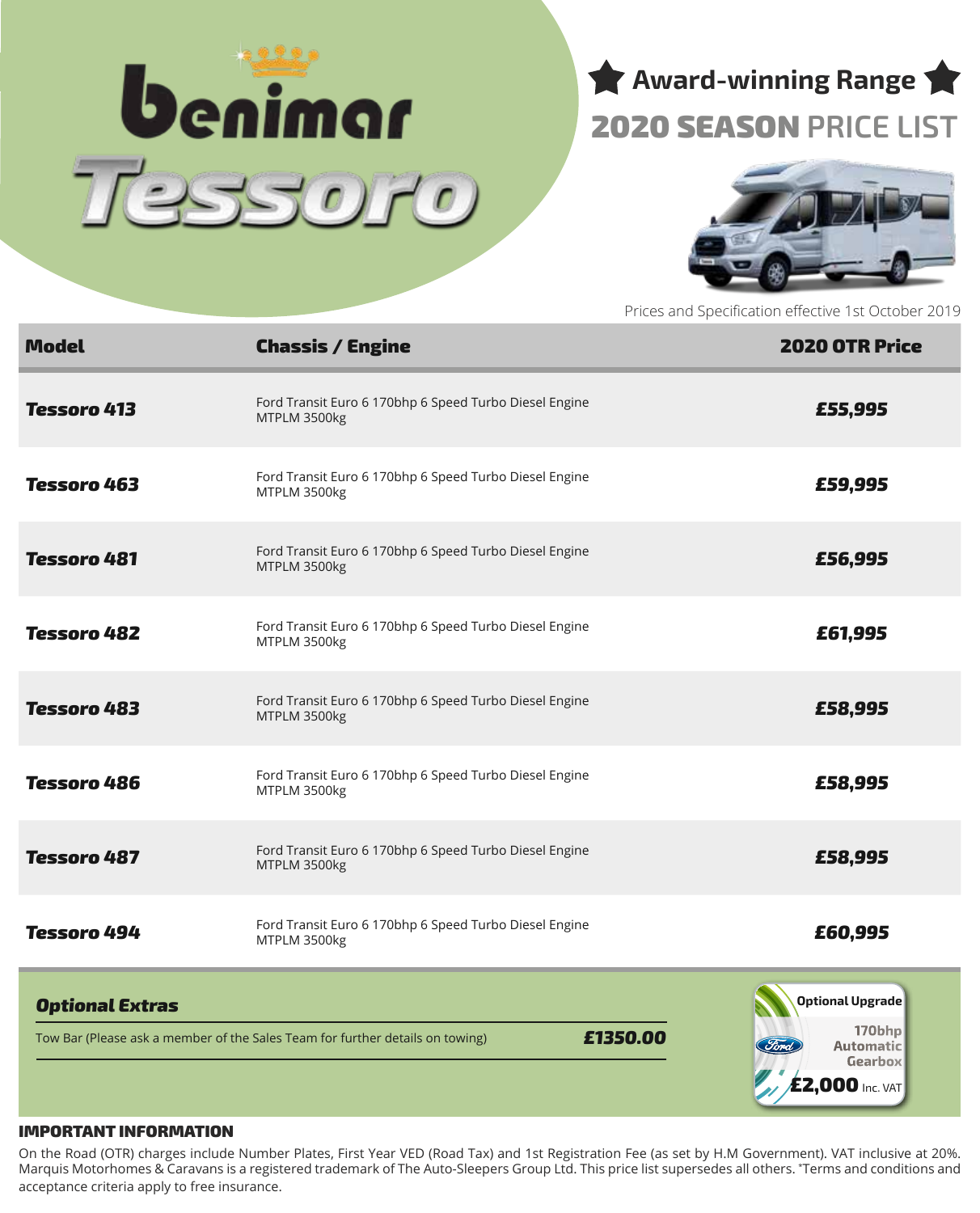# Benimar Tessoro

## Award-winning Range

## 2020 SEASON PRICE LIST

Prices and Specification effective 1st October 2019

| Model | Chassis / Engine | 2020 OTR Price |
|---|---|---|
| ***Tessoro 413*** | Ford Transit Euro 6 170bhp 6 Speed Turbo Diesel Engine MTPLM 3500kg | ***£55,995*** |
| ***Tessoro 463*** | Ford Transit Euro 6 170bhp 6 Speed Turbo Diesel Engine MTPLM 3500kg | ***£59,995*** |
| ***Tessoro 481*** | Ford Transit Euro 6 170bhp 6 Speed Turbo Diesel Engine MTPLM 3500kg | ***£56,995*** |
| ***Tessoro 482*** | Ford Transit Euro 6 170bhp 6 Speed Turbo Diesel Engine MTPLM 3500kg | ***£61,995*** |
| ***Tessoro 483*** | Ford Transit Euro 6 170bhp 6 Speed Turbo Diesel Engine MTPLM 3500kg | ***£58,995*** |
| ***Tessoro 486*** | Ford Transit Euro 6 170bhp 6 Speed Turbo Diesel Engine MTPLM 3500kg | ***£58,995*** |
| ***Tessoro 487*** | Ford Transit Euro 6 170bhp 6 Speed Turbo Diesel Engine MTPLM 3500kg | ***£58,995*** |
| ***Tessoro 494*** | Ford Transit Euro 6 170bhp 6 Speed Turbo Diesel Engine MTPLM 3500kg | ***£60,995*** |

### *Optional Extras*

| | |
|---|---|
| Tow Bar (Please ask a member of the Sales Team for further details on towing) | ***£1350.00*** |

**Optional Upgrade**
**170bhp Automatic Gearbox**
**£2,000** Inc. VAT

### IMPORTANT INFORMATION

On the Road (OTR) charges include Number Plates, First Year VED (Road Tax) and 1st Registration Fee (as set by H.M Government). VAT inclusive at 20%. Marquis Motorhomes & Caravans is a registered trademark of The Auto-Sleepers Group Ltd. This price list supersedes all others. *Terms and conditions and acceptance criteria apply to free insurance.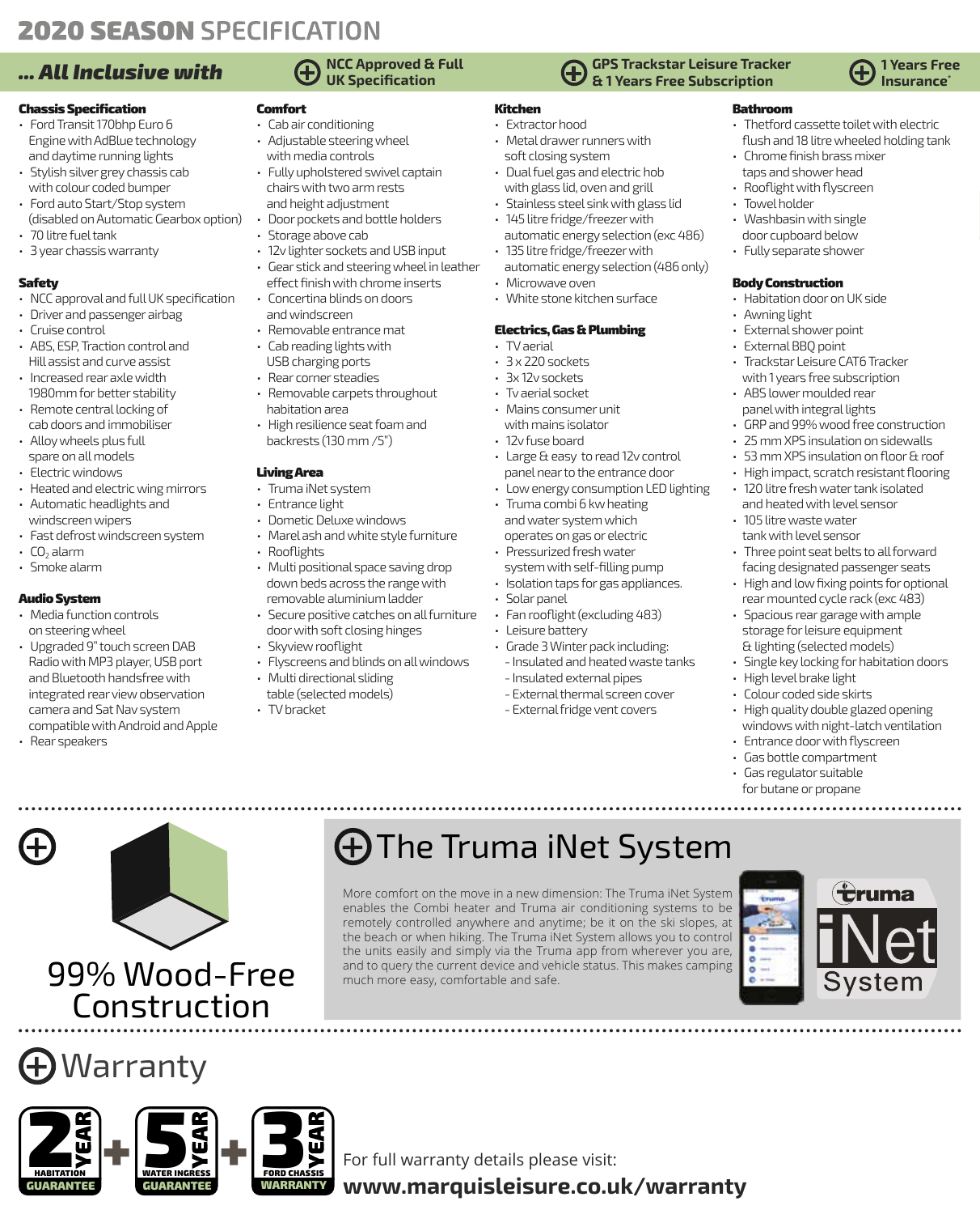# 2020 SEASON SPECIFICATION

**... All Inclusive with** ⊕ **NCC Approved & Full UK Specification** ⊕ **GPS Trackstar Leisure Tracker & 1 Years Free Subscription** ⊕ **1 Years Free Insurance***

### Chassis Specification

- Ford Transit 170bhp Euro 6 Engine with AdBlue technology and daytime running lights
- Stylish silver grey chassis cab with colour coded bumper
- Ford auto Start/Stop system (disabled on Automatic Gearbox option)
- 70 litre fuel tank
- 3 year chassis warranty

### Safety

- NCC approval and full UK specification
- Driver and passenger airbag
- Cruise control
- ABS, ESP, Traction control and Hill assist and curve assist
- Increased rear axle width 1980mm for better stability
- Remote central locking of cab doors and immobiliser
- Alloy wheels plus full spare on all models
- Electric windows
- Heated and electric wing mirrors
- Automatic headlights and windscreen wipers
- Fast defrost windscreen system
- $CO_2$ alarm
- Smoke alarm

### Audio System

- Media function controls on steering wheel
- Upgraded 9" touch screen DAB Radio with MP3 player, USB port and Bluetooth handsfree with integrated rear view observation camera and Sat Nav system compatible with Android and Apple
- Rear speakers

### Comfort

- Cab air conditioning
- Adjustable steering wheel with media controls
- Fully upholstered swivel captain chairs with two arm rests and height adjustment
- Door pockets and bottle holders
- Storage above cab
- 12v lighter sockets and USB input
- Gear stick and steering wheel in leather effect finish with chrome inserts
- Concertina blinds on doors and windscreen
- Removable entrance mat
- Cab reading lights with USB charging ports
- Rear corner steadies
- Removable carpets throughout habitation area
- High resilience seat foam and backrests (130 mm /5")

### Living Area

- Truma iNet system
- Entrance light
- Dometic Deluxe windows
- Marel ash and white style furniture
- Rooflights
- Multi positional space saving drop down beds across the range with removable aluminium ladder
- Secure positive catches on all furniture door with soft closing hinges
- Skyview rooflight
- Flyscreens and blinds on all windows
- Multi directional sliding table (selected models)
- TV bracket

### Kitchen

- Extractor hood
- Metal drawer runners with soft closing system
- Dual fuel gas and electric hob with glass lid, oven and grill
- Stainless steel sink with glass lid
- 145 litre fridge/freezer with automatic energy selection (exc 486)
- 135 litre fridge/freezer with automatic energy selection (486 only)
- Microwave oven
- White stone kitchen surface

### Electrics, Gas & Plumbing

- TV aerial
- 3 x 220 sockets
- 3x 12v sockets
- Tv aerial socket
- Mains consumer unit with mains isolator
- 12v fuse board
- Large & easy to read 12v control panel near to the entrance door
- Low energy consumption LED lighting
- Truma combi 6 kw heating and water system which operates on gas or electric
- Pressurized fresh water system with self-filling pump
- Isolation taps for gas appliances.
- Solar panel
- Fan rooflight (excluding 483)
- Leisure battery
- Grade 3 Winter pack including:
  - Insulated and heated waste tanks
  - Insulated external pipes
  - External thermal screen cover
  - External fridge vent covers

### Bathroom

- Thetford cassette toilet with electric flush and 18 litre wheeled holding tank
- Chrome finish brass mixer taps and shower head
- Rooflight with flyscreen
- Towel holder
- Washbasin with single door cupboard below
- Fully separate shower

### Body Construction

- Habitation door on UK side
- Awning light
- External shower point
- External BBQ point
- Trackstar Leisure CAT6 Tracker with 1 years free subscription
- ABS lower moulded rear panel with integral lights
- GRP and 99% wood free construction
- 25 mm XPS insulation on sidewalls
- 53 mm XPS insulation on floor & roof
- High impact, scratch resistant flooring
- 120 litre fresh water tank isolated and heated with level sensor
- 105 litre waste water tank with level sensor
- Three point seat belts to all forward facing designated passenger seats
- High and low fixing points for optional rear mounted cycle rack (exc 483)
- Spacious rear garage with ample storage for leisure equipment & lighting (selected models)
- Single key locking for habitation doors
- High level brake light
- Colour coded side skirts
- High quality double glazed opening windows with night-latch ventilation
- Entrance door with flyscreen
- Gas bottle compartment
- Gas regulator suitable for butane or propane

---

⊕ **99% Wood-Free Construction**

## ⊕ The Truma iNet System

More comfort on the move in a new dimension: The Truma iNet System enables the Combi heater and Truma air conditioning systems to be remotely controlled anywhere and anytime; be it on the ski slopes, at the beach or when hiking. The Truma iNet System allows you to control the units easily and simply via the Truma app from wherever you are, and to query the current device and vehicle status. This makes camping much more easy, comfortable and safe.

Truma iNet System

---

## ⊕ Warranty

2 YEAR HABITATION GUARANTEE + 5 YEAR WATER INGRESS GUARANTEE + 3 YEAR FORD CHASSIS WARRANTY

For full warranty details please visit:
**www.marquisleisure.co.uk/warranty**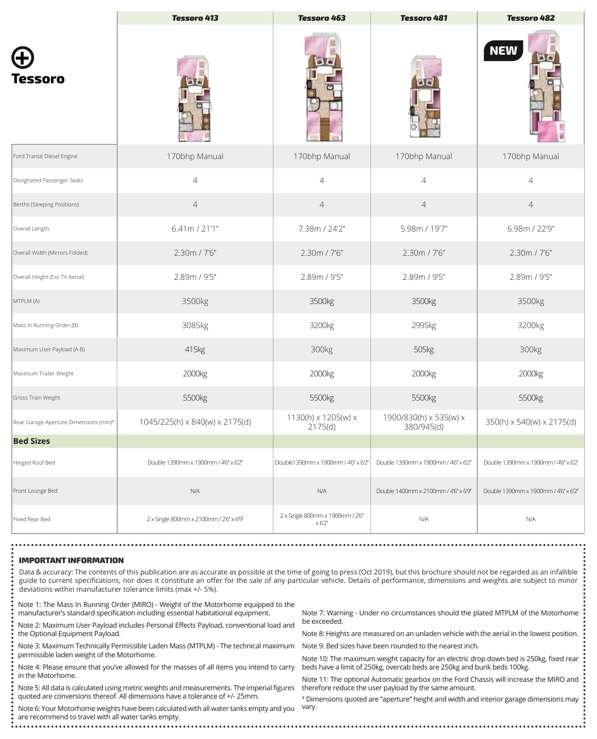# Tessoro

| | Tessoro 413 | Tessoro 463 | Tessoro 481 | Tessoro 482 |
|---|---|---|---|---|
| | | | | NEW |
| Ford Transit Diesel Engine | 170bhp Manual | 170bhp Manual | 170bhp Manual | 170bhp Manual |
| Designated Passenger Seats | 4 | 4 | 4 | 4 |
| Berths (Sleeping Positions) | 4 | 4 | 4 | 4 |
| Overall Length | 6.41m / 21'1" | 7.38m / 24'2" | 5.98m / 19'7" | 6.98m / 22'9" |
| Overall Width (Mirrors Folded) | 2.30m / 7'6" | 2.30m / 7'6" | 2.30m / 7'6" | 2.30m / 7'6" |
| Overall Height (Exc TV Aerial) | 2.89m / 9'5" | 2.89m / 9'5" | 2.89m / 9'5" | 2.89m / 9'5" |
| MTPLM (A) | 3500kg | 3500kg | 3500kg | 3500kg |
| Mass in Running Order (B) | 3085kg | 3200kg | 2995kg | 3200kg |
| Maximum User Payload (A-B) | 415kg | 300kg | 505kg | 300kg |
| Maximum Trailer Weight | 2000kg | 2000kg | 2000kg | 2000kg |
| Gross Train Weight | 5500kg | 5500kg | 5500kg | 5500kg |
| Rear Garage Aperture Dimensions (mm)# | 1045/225(h) x 840(w) x 2175(d) | 1130(h) x 1205(w) x 2175(d) | 1900/830(h) x 535(w) x 380/945(d) | 350(h) x 540(w) x 2175(d) |
| **Bed Sizes** | | | | |
| Hinged Roof Bed | Double 1390mm x 1900mm / 4'6" x 6'2" | Double1390mm x 1900mm / 4'6" x 6'2" | Double 1390mm x 1900mm / 4'6" x 6'2" | Double 1390mm x 1900mm / 4'6" x 6'2' |
| Front Lounge Bed | N/A | N/A | Double 1400mm x 2100mm / 4'6" x 6'9" | Double 1390mm x 1900mm / 4'6" x 6'2" |
| Fixed Rear Bed | 2 x Single 800mm x 2100mm / 2'6" x 6'9" | 2 x Single 800mm x 1900mm / 2'6" x 6'2" | N/A | N/A |

### IMPORTANT INFORMATION

Data & accuracy: The contents of this publication are as accurate as possible at the time of going to press (Oct 2019), but this brochure should not be regarded as an infallible guide to current specifications, nor does it constitute an offer for the sale of any particular vehicle. Details of performance, dimensions and weights are subject to minor deviations within manufacturer tolerance limits (max +/- 5%).

Note 1: The Mass In Running Order (MIRO) - Weight of the Motorhome equipped to the manufacturer's standard specification including essential habitational equipment.

Note 2: Maximum User Payload includes Personal Effects Payload, conventional load and the Optional Equipment Payload.

Note 3: Maximum Technically Permissible Laden Mass (MTPLM) - The technical maximum permissible laden weight of the Motorhome.

Note 4: Please ensure that you've allowed for the masses of all items you intend to carry in the Motorhome.

Note 5: All data is calculated using metric weights and measurements. The imperial figures quoted are conversions thereof. All dimensions have a tolerance of +/- 25mm.

Note 6: Your Motorhome weights have been calculated with all water tanks empty and you are recommend to travel with all water tanks empty.

Note 7: Warning - Under no circumstances should the plated MTPLM of the Motorhome be exceeded.

Note 8: Heights are measured on an unladen vehicle with the aerial in the lowest position.

Note 9: Bed sizes have been rounded to the nearest inch.

Note 10: The maximum weight capacity for an electric drop down bed is 250kg, fixed rear beds have a limit of 250kg, overcab beds are 250kg and bunk beds 100kg.

Note 11: The optional Automatic gearbox on the Ford Chassis will increase the MIRO and therefore reduce the user payload by the same amount.

# Dimensions quoted are "aperture" height and width and interior garage dimensions may vary.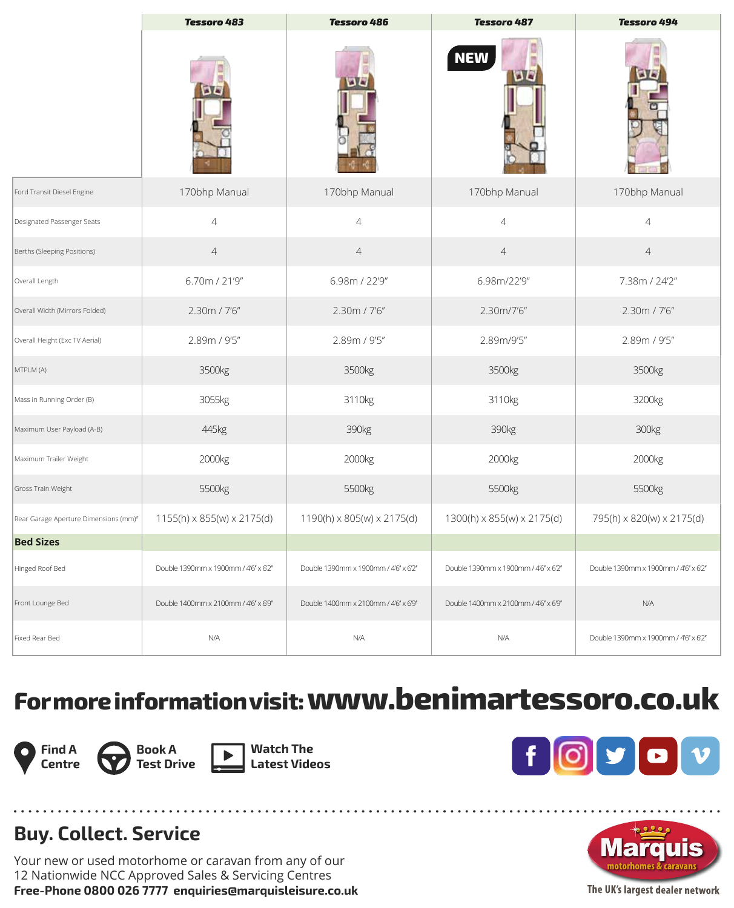| | Tessoro 483 | Tessoro 486 | Tessoro 487 | Tessoro 494 |
|---|---|---|---|---|
| | | | NEW | |
| Ford Transit Diesel Engine | 170bhp Manual | 170bhp Manual | 170bhp Manual | 170bhp Manual |
| Designated Passenger Seats | 4 | 4 | 4 | 4 |
| Berths (Sleeping Positions) | 4 | 4 | 4 | 4 |
| Overall Length | 6.70m / 21'9" | 6.98m / 22'9" | 6.98m/22'9" | 7.38m / 24'2" |
| Overall Width (Mirrors Folded) | 2.30m / 7'6" | 2.30m / 7'6" | 2.30m/7'6" | 2.30m / 7'6" |
| Overall Height (Exc TV Aerial) | 2.89m / 9'5" | 2.89m / 9'5" | 2.89m/9'5" | 2.89m / 9'5" |
| MTPLM (A) | 3500kg | 3500kg | 3500kg | 3500kg |
| Mass in Running Order (B) | 3055kg | 3110kg | 3110kg | 3200kg |
| Maximum User Payload (A-B) | 445kg | 390kg | 390kg | 300kg |
| Maximum Trailer Weight | 2000kg | 2000kg | 2000kg | 2000kg |
| Gross Train Weight | 5500kg | 5500kg | 5500kg | 5500kg |
| Rear Garage Aperture Dimensions (mm)[ø] | 1155(h) x 855(w) x 2175(d) | 1190(h) x 805(w) x 2175(d) | 1300(h) x 855(w) x 2175(d) | 795(h) x 820(w) x 2175(d) |
| **Bed Sizes** | | | | |
| Hinged Roof Bed | Double 1390mm x 1900mm / 4'6" x 6'2" | Double 1390mm x 1900mm / 4'6" x 6'2" | Double 1390mm x 1900mm / 4'6" x 6'2" | Double 1390mm x 1900mm / 4'6" x 6'2" |
| Front Lounge Bed | Double 1400mm x 2100mm / 4'6" x 6'9" | Double 1400mm x 2100mm / 4'6" x 6'9" | Double 1400mm x 2100mm / 4'6" x 6'9" | N/A |
| Fixed Rear Bed | N/A | N/A | N/A | Double 1390mm x 1900mm / 4'6" x 6'2" |

# For more information visit: www.benimartessoro.co.uk

Find A Centre

Book A Test Drive

Watch The Latest Videos

## Buy. Collect. Service

Your new or used motorhome or caravan from any of our 12 Nationwide NCC Approved Sales & Servicing Centres

**Free-Phone 0800 026 7777 enquiries@marquisleisure.co.uk**

Marquis motorhomes & caravans

The UK's largest dealer network